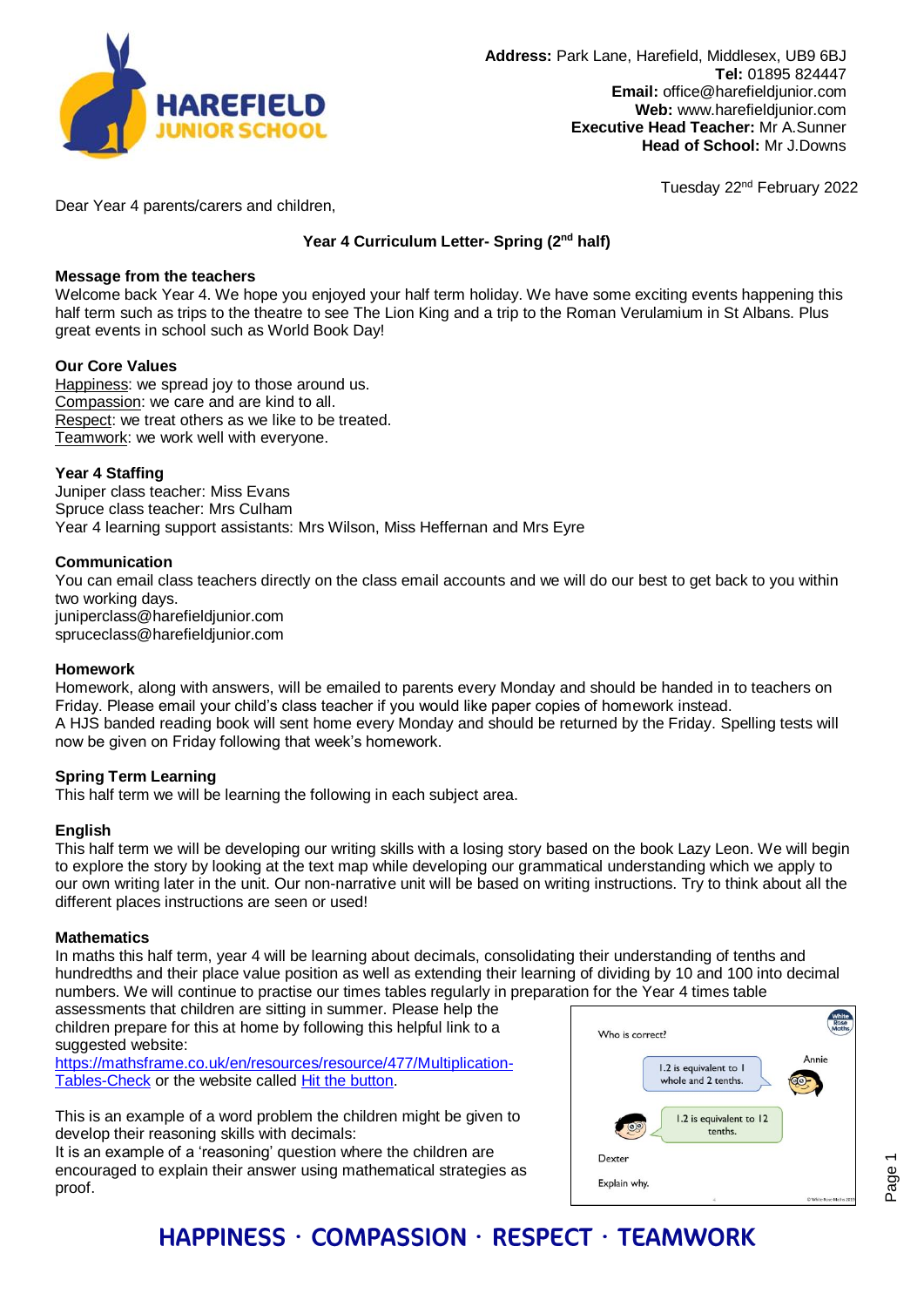**Address:** Park Lane, Harefield, Middlesex, UB9 6BJ
**Tel:** 01895 824447
**Email:** office@harefieldjunior.com
**Web:** www.harefieldjunior.com
**Executive Head Teacher:** Mr A.Sunner
**Head of School:** Mr J.Downs

Tuesday 22nd February 2022

Dear Year 4 parents/carers and children,

## Year 4 Curriculum Letter- Spring (2nd half)

### Message from the teachers

Welcome back Year 4. We hope you enjoyed your half term holiday. We have some exciting events happening this half term such as trips to the theatre to see The Lion King and a trip to the Roman Verulamium in St Albans. Plus great events in school such as World Book Day!

### Our Core Values

Happiness: we spread joy to those around us.
Compassion: we care and are kind to all.
Respect: we treat others as we like to be treated.
Teamwork: we work well with everyone.

### Year 4 Staffing

Juniper class teacher: Miss Evans
Spruce class teacher: Mrs Culham
Year 4 learning support assistants: Mrs Wilson, Miss Heffernan and Mrs Eyre

### Communication

You can email class teachers directly on the class email accounts and we will do our best to get back to you within two working days.
juniperclass@harefieldjunior.com
spruceclass@harefieldjunior.com

### Homework

Homework, along with answers, will be emailed to parents every Monday and should be handed in to teachers on Friday. Please email your child's class teacher if you would like paper copies of homework instead.
A HJS banded reading book will sent home every Monday and should be returned by the Friday. Spelling tests will now be given on Friday following that week's homework.

### Spring Term Learning

This half term we will be learning the following in each subject area.

### English

This half term we will be developing our writing skills with a losing story based on the book Lazy Leon. We will begin to explore the story by looking at the text map while developing our grammatical understanding which we apply to our own writing later in the unit. Our non-narrative unit will be based on writing instructions. Try to think about all the different places instructions are seen or used!

### Mathematics

In maths this half term, year 4 will be learning about decimals, consolidating their understanding of tenths and hundredths and their place value position as well as extending their learning of dividing by 10 and 100 into decimal numbers. We will continue to practise our times tables regularly in preparation for the Year 4 times table assessments that children are sitting in summer. Please help the children prepare for this at home by following this helpful link to a suggested website:
[https://mathsframe.co.uk/en/resources/resource/477/Multiplication-Tables-Check](https://mathsframe.co.uk/en/resources/resource/477/Multiplication-Tables-Check) or the website called [Hit the button](#).

This is an example of a word problem the children might be given to develop their reasoning skills with decimals:
It is an example of a 'reasoning' question where the children are encouraged to explain their answer using mathematical strategies as proof.

Who is correct?

Annie: 1.2 is equivalent to 1 whole and 2 tenths.

Dexter: 1.2 is equivalent to 12 tenths.

Explain why.

**HAPPINESS · COMPASSION · RESPECT · TEAMWORK**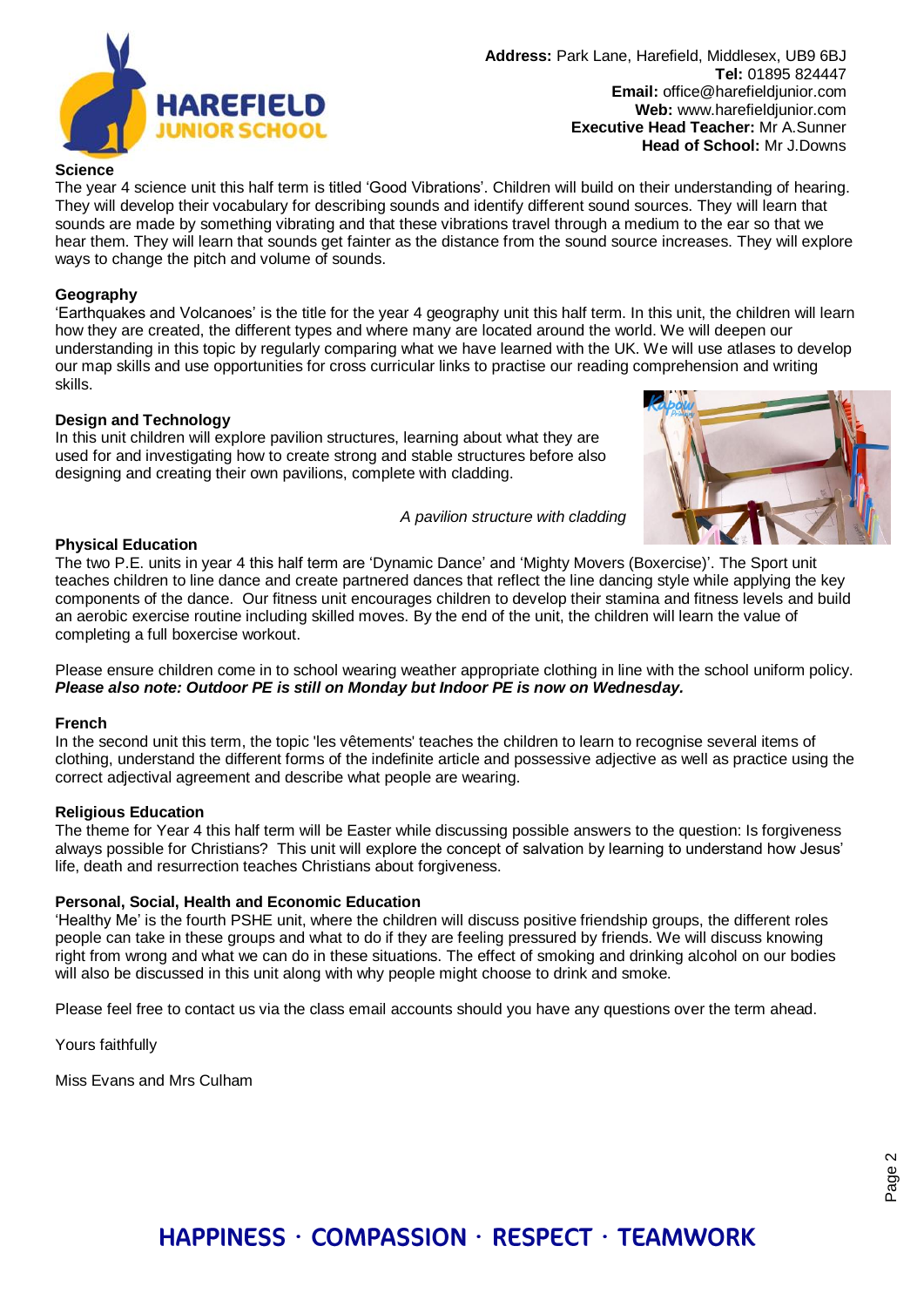**Address:** Park Lane, Harefield, Middlesex, UB9 6BJ
**Tel:** 01895 824447
**Email:** office@harefieldjunior.com
**Web:** www.harefieldjunior.com
**Executive Head Teacher:** Mr A.Sunner
**Head of School:** Mr J.Downs

**Science**

The year 4 science unit this half term is titled 'Good Vibrations'. Children will build on their understanding of hearing. They will develop their vocabulary for describing sounds and identify different sound sources. They will learn that sounds are made by something vibrating and that these vibrations travel through a medium to the ear so that we hear them. They will learn that sounds get fainter as the distance from the sound source increases. They will explore ways to change the pitch and volume of sounds.

**Geography**

'Earthquakes and Volcanoes' is the title for the year 4 geography unit this half term. In this unit, the children will learn how they are created, the different types and where many are located around the world. We will deepen our understanding in this topic by regularly comparing what we have learned with the UK. We will use atlases to develop our map skills and use opportunities for cross curricular links to practise our reading comprehension and writing skills.

**Design and Technology**

In this unit children will explore pavilion structures, learning about what they are used for and investigating how to create strong and stable structures before also designing and creating their own pavilions, complete with cladding.

*A pavilion structure with cladding*

**Physical Education**

The two P.E. units in year 4 this half term are 'Dynamic Dance' and 'Mighty Movers (Boxercise)'. The Sport unit teaches children to line dance and create partnered dances that reflect the line dancing style while applying the key components of the dance. Our fitness unit encourages children to develop their stamina and fitness levels and build an aerobic exercise routine including skilled moves. By the end of the unit, the children will learn the value of completing a full boxercise workout.

Please ensure children come in to school wearing weather appropriate clothing in line with the school uniform policy. ***Please also note: Outdoor PE is still on Monday but Indoor PE is now on Wednesday.***

**French**

In the second unit this term, the topic 'les vêtements' teaches the children to learn to recognise several items of clothing, understand the different forms of the indefinite article and possessive adjective as well as practice using the correct adjectival agreement and describe what people are wearing.

**Religious Education**

The theme for Year 4 this half term will be Easter while discussing possible answers to the question: Is forgiveness always possible for Christians? This unit will explore the concept of salvation by learning to understand how Jesus' life, death and resurrection teaches Christians about forgiveness.

**Personal, Social, Health and Economic Education**

'Healthy Me' is the fourth PSHE unit, where the children will discuss positive friendship groups, the different roles people can take in these groups and what to do if they are feeling pressured by friends. We will discuss knowing right from wrong and what we can do in these situations. The effect of smoking and drinking alcohol on our bodies will also be discussed in this unit along with why people might choose to drink and smoke.

Please feel free to contact us via the class email accounts should you have any questions over the term ahead.

Yours faithfully

Miss Evans and Mrs Culham

HAPPINESS · COMPASSION · RESPECT · TEAMWORK